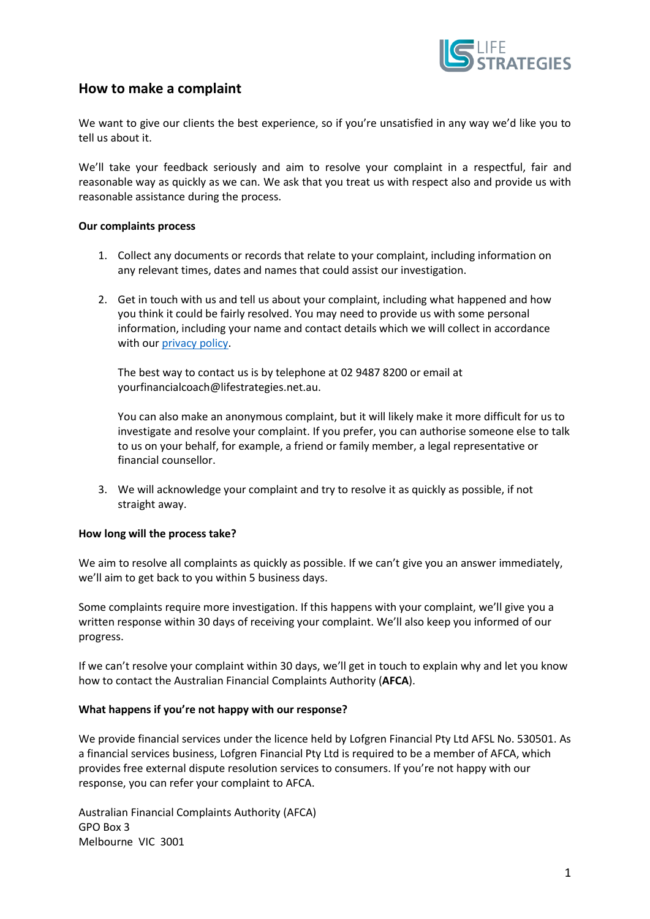## How to make a complaint

We want to give our clients the best experience, so if you're unsatisfied in any way we'd like you to tell us about it.

We'll take your feedback seriously and aim to resolve your complaint in a respectful, fair and reasonable way as quickly as we can. We ask that you treat us with respect also and provide us with reasonable assistance during the process.

**Our complaints process**

1. Collect any documents or records that relate to your complaint, including information on any relevant times, dates and names that could assist our investigation.

2. Get in touch with us and tell us about your complaint, including what happened and how you think it could be fairly resolved. You may need to provide us with some personal information, including your name and contact details which we will collect in accordance with our privacy policy.

   The best way to contact us is by telephone at 02 9487 8200 or email at yourfinancialcoach@lifestrategies.net.au.

   You can also make an anonymous complaint, but it will likely make it more difficult for us to investigate and resolve your complaint. If you prefer, you can authorise someone else to talk to us on your behalf, for example, a friend or family member, a legal representative or financial counsellor.

3. We will acknowledge your complaint and try to resolve it as quickly as possible, if not straight away.

**How long will the process take?**

We aim to resolve all complaints as quickly as possible. If we can't give you an answer immediately, we'll aim to get back to you within 5 business days.

Some complaints require more investigation. If this happens with your complaint, we'll give you a written response within 30 days of receiving your complaint. We'll also keep you informed of our progress.

If we can't resolve your complaint within 30 days, we'll get in touch to explain why and let you know how to contact the Australian Financial Complaints Authority (**AFCA**).

**What happens if you're not happy with our response?**

We provide financial services under the licence held by Lofgren Financial Pty Ltd AFSL No. 530501. As a financial services business, Lofgren Financial Pty Ltd is required to be a member of AFCA, which provides free external dispute resolution services to consumers. If you're not happy with our response, you can refer your complaint to AFCA.

Australian Financial Complaints Authority (AFCA)
GPO Box 3
Melbourne VIC 3001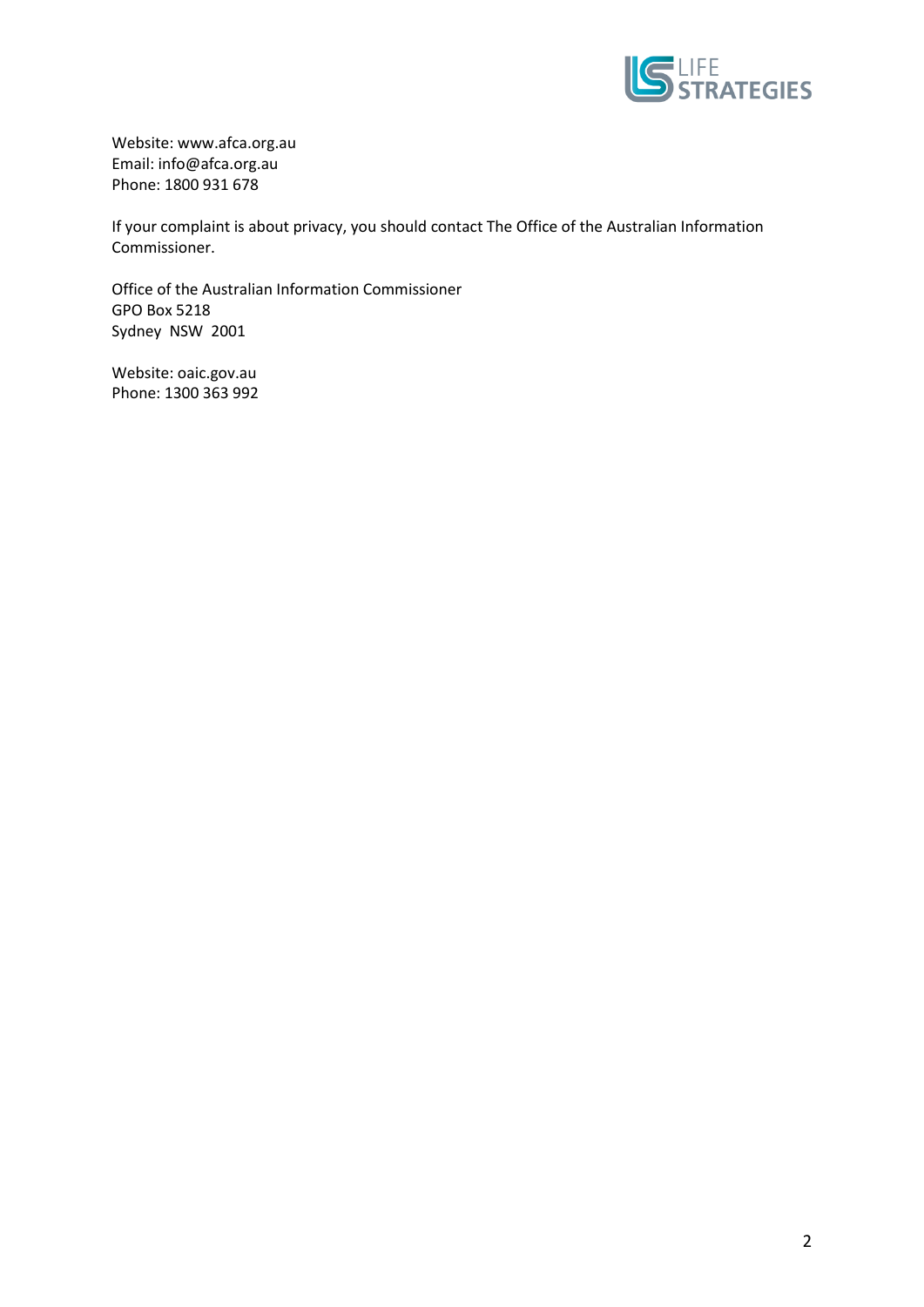Website: www.afca.org.au
Email: info@afca.org.au
Phone: 1800 931 678

If your complaint is about privacy, you should contact The Office of the Australian Information Commissioner.

Office of the Australian Information Commissioner
GPO Box 5218
Sydney NSW 2001

Website: oaic.gov.au
Phone: 1300 363 992